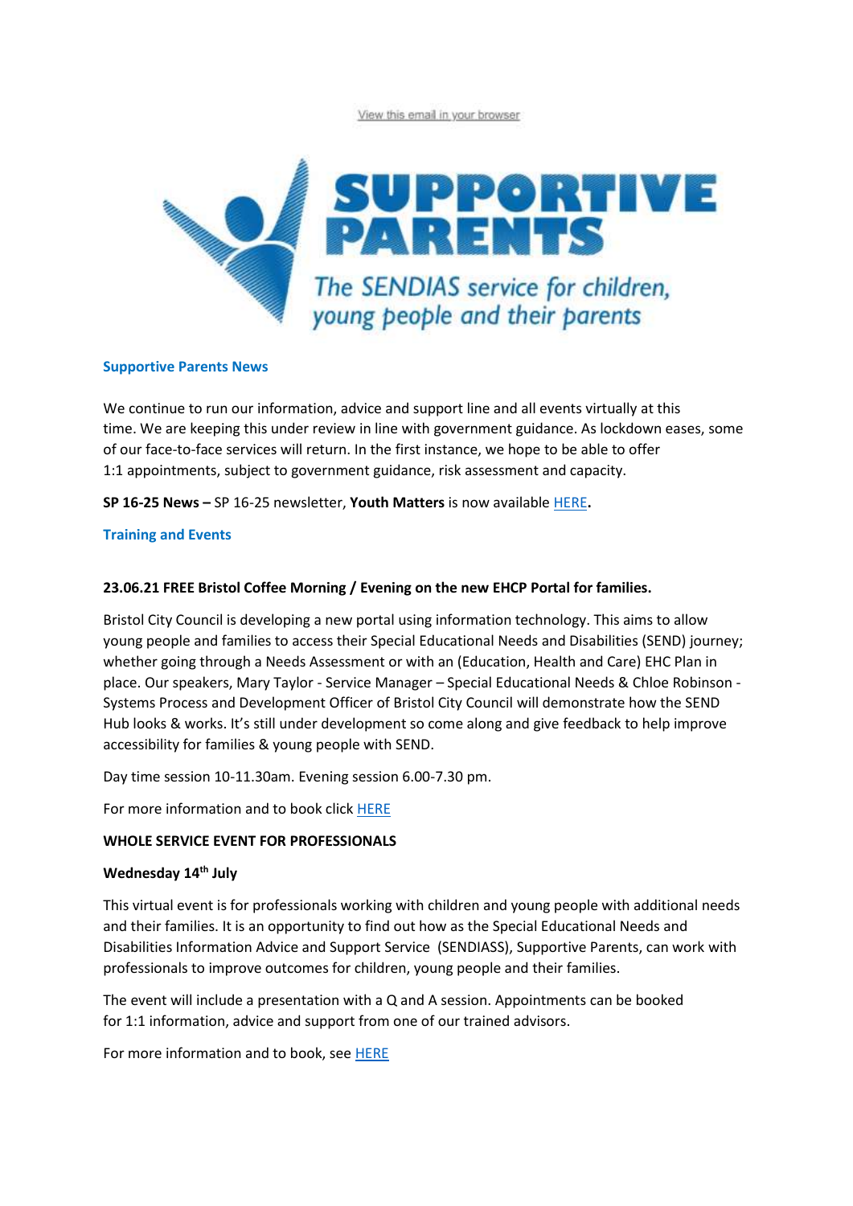View this email in your browser

SUPPORTIVE PARENTS

The SENDIAS service for children, young people and their parents

## Supportive Parents News

We continue to run our information, advice and support line and all events virtually at this time. We are keeping this under review in line with government guidance. As lockdown eases, some of our face-to-face services will return. In the first instance, we hope to be able to offer 1:1 appointments, subject to government guidance, risk assessment and capacity.

**SP 16-25 News –** SP 16-25 newsletter, **Youth Matters** is now available HERE**.**

## Training and Events

**23.06.21 FREE Bristol Coffee Morning / Evening on the new EHCP Portal for families.**

Bristol City Council is developing a new portal using information technology. This aims to allow young people and families to access their Special Educational Needs and Disabilities (SEND) journey; whether going through a Needs Assessment or with an (Education, Health and Care) EHC Plan in place. Our speakers, Mary Taylor - Service Manager – Special Educational Needs & Chloe Robinson - Systems Process and Development Officer of Bristol City Council will demonstrate how the SEND Hub looks & works. It's still under development so come along and give feedback to help improve accessibility for families & young people with SEND.

Day time session 10-11.30am. Evening session 6.00-7.30 pm.

For more information and to book click HERE

**WHOLE SERVICE EVENT FOR PROFESSIONALS**

**Wednesday 14th July**

This virtual event is for professionals working with children and young people with additional needs and their families. It is an opportunity to find out how as the Special Educational Needs and Disabilities Information Advice and Support Service (SENDIASS), Supportive Parents, can work with professionals to improve outcomes for children, young people and their families.

The event will include a presentation with a Q and A session. Appointments can be booked for 1:1 information, advice and support from one of our trained advisors.

For more information and to book, see HERE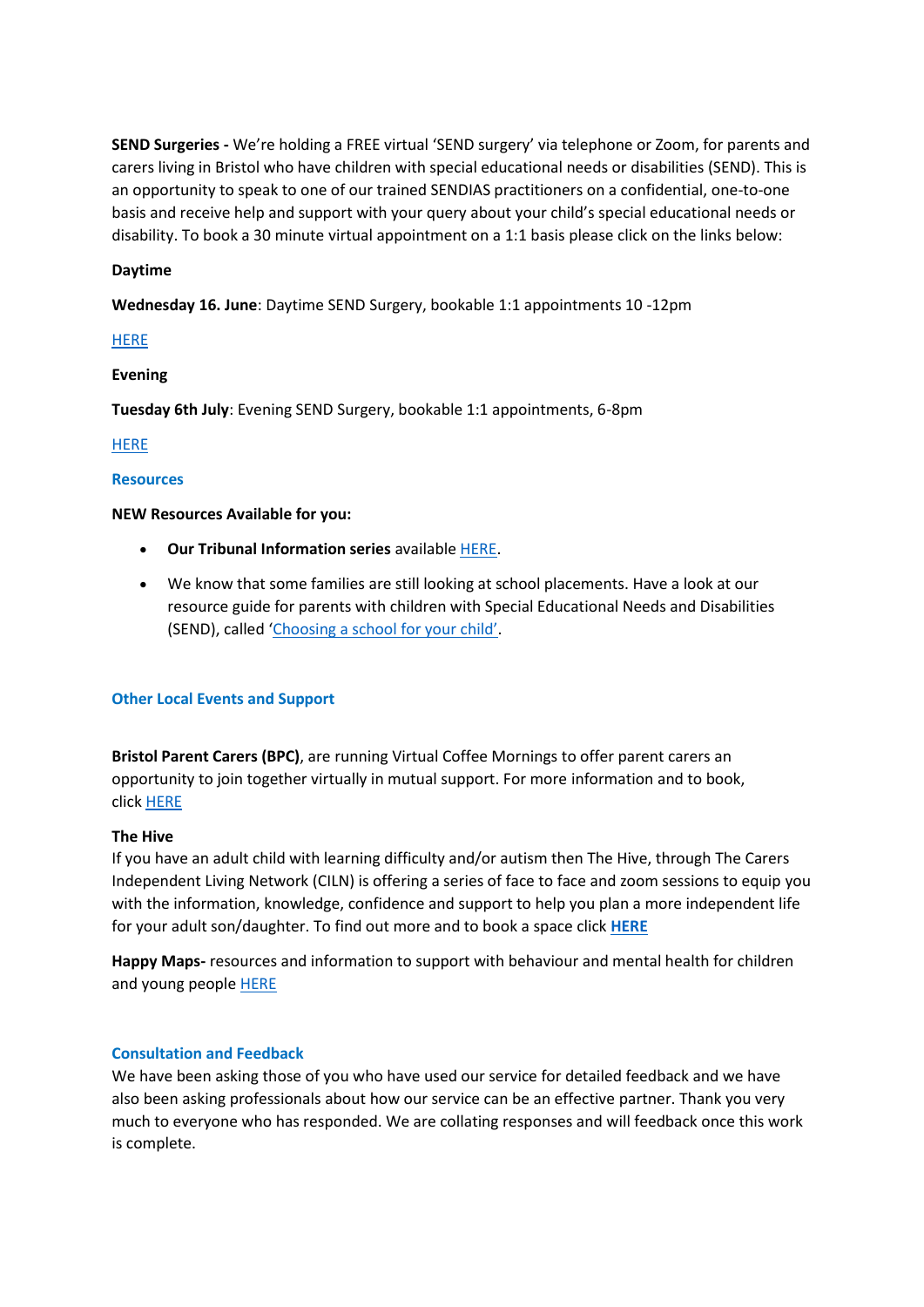**SEND Surgeries -** We're holding a FREE virtual 'SEND surgery' via telephone or Zoom, for parents and carers living in Bristol who have children with special educational needs or disabilities (SEND). This is an opportunity to speak to one of our trained SENDIAS practitioners on a confidential, one-to-one basis and receive help and support with your query about your child's special educational needs or disability. To book a 30 minute virtual appointment on a 1:1 basis please click on the links below:

**Daytime**

**Wednesday 16. June**: Daytime SEND Surgery, bookable 1:1 appointments 10 -12pm

HERE

**Evening**

**Tuesday 6th July**: Evening SEND Surgery, bookable 1:1 appointments, 6-8pm

HERE

## Resources

**NEW Resources Available for you:**

- **Our Tribunal Information series** available HERE.
- We know that some families are still looking at school placements. Have a look at our resource guide for parents with children with Special Educational Needs and Disabilities (SEND), called 'Choosing a school for your child'.

## Other Local Events and Support

**Bristol Parent Carers (BPC)**, are running Virtual Coffee Mornings to offer parent carers an opportunity to join together virtually in mutual support. For more information and to book, click HERE

**The Hive**
If you have an adult child with learning difficulty and/or autism then The Hive, through The Carers Independent Living Network (CILN) is offering a series of face to face and zoom sessions to equip you with the information, knowledge, confidence and support to help you plan a more independent life for your adult son/daughter. To find out more and to book a space click **HERE**

**Happy Maps-** resources and information to support with behaviour and mental health for children and young people HERE

## Consultation and Feedback

We have been asking those of you who have used our service for detailed feedback and we have also been asking professionals about how our service can be an effective partner. Thank you very much to everyone who has responded. We are collating responses and will feedback once this work is complete.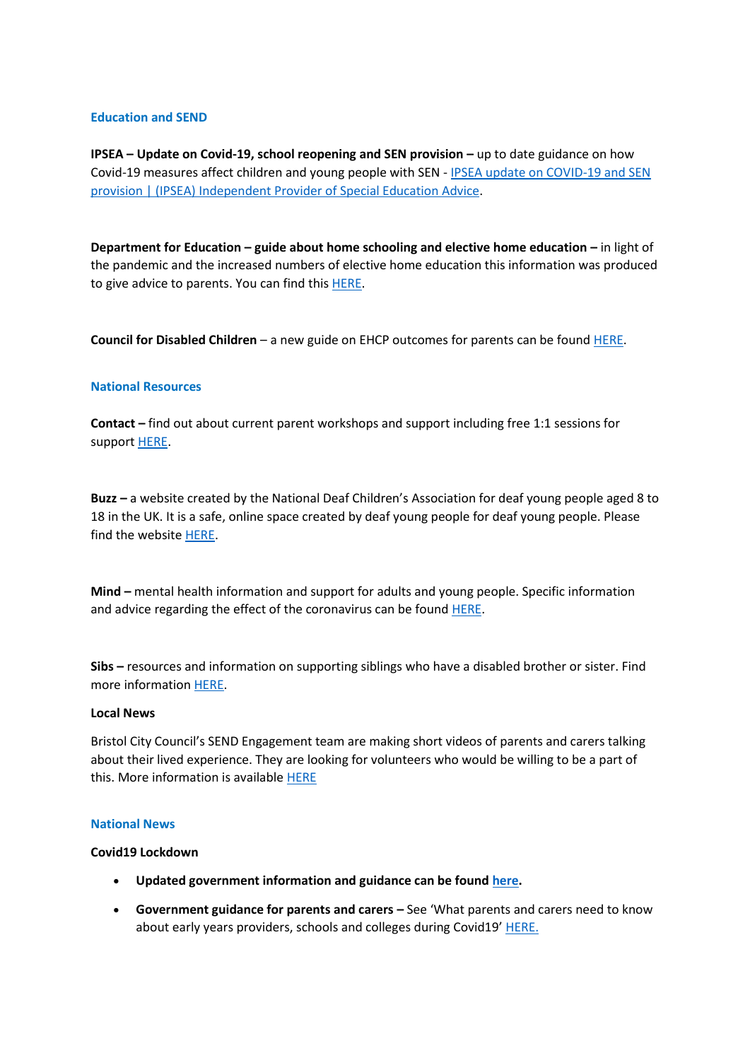## Education and SEND

**IPSEA – Update on Covid-19, school reopening and SEN provision –** up to date guidance on how Covid-19 measures affect children and young people with SEN - IPSEA update on COVID-19 and SEN provision | (IPSEA) Independent Provider of Special Education Advice.

**Department for Education – guide about home schooling and elective home education –** in light of the pandemic and the increased numbers of elective home education this information was produced to give advice to parents. You can find this HERE.

**Council for Disabled Children** – a new guide on EHCP outcomes for parents can be found HERE.

## National Resources

**Contact –** find out about current parent workshops and support including free 1:1 sessions for support HERE.

**Buzz –** a website created by the National Deaf Children's Association for deaf young people aged 8 to 18 in the UK. It is a safe, online space created by deaf young people for deaf young people. Please find the website HERE.

**Mind –** mental health information and support for adults and young people. Specific information and advice regarding the effect of the coronavirus can be found HERE.

**Sibs –** resources and information on supporting siblings who have a disabled brother or sister. Find more information HERE.

### Local News

Bristol City Council's SEND Engagement team are making short videos of parents and carers talking about their lived experience. They are looking for volunteers who would be willing to be a part of this. More information is available HERE

## National News

### Covid19 Lockdown

- **Updated government information and guidance can be found here.**
- **Government guidance for parents and carers –** See 'What parents and carers need to know about early years providers, schools and colleges during Covid19' HERE.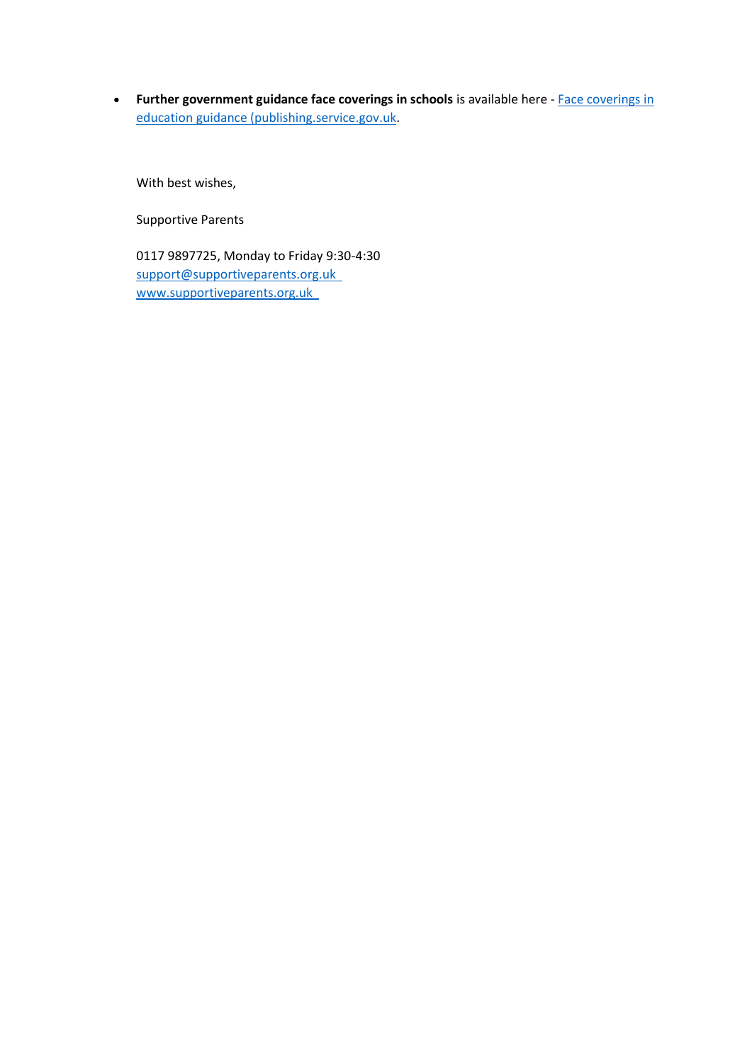- **Further government guidance face coverings in schools** is available here - Face coverings in education guidance (publishing.service.gov.uk.

With best wishes,

Supportive Parents

0117 9897725, Monday to Friday 9:30-4:30
support@supportiveparents.org.uk
www.supportiveparents.org.uk